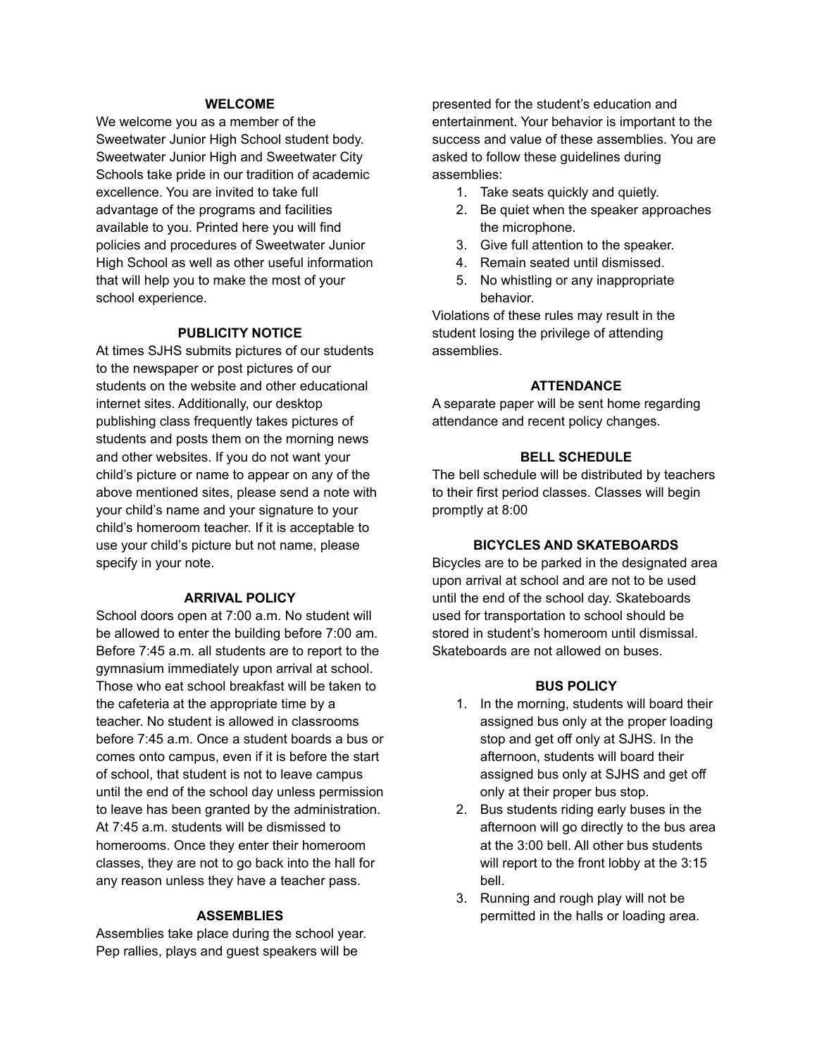## WELCOME

We welcome you as a member of the Sweetwater Junior High School student body. Sweetwater Junior High and Sweetwater City Schools take pride in our tradition of academic excellence. You are invited to take full advantage of the programs and facilities available to you. Printed here you will find policies and procedures of Sweetwater Junior High School as well as other useful information that will help you to make the most of your school experience.

## PUBLICITY NOTICE

At times SJHS submits pictures of our students to the newspaper or post pictures of our students on the website and other educational internet sites. Additionally, our desktop publishing class frequently takes pictures of students and posts them on the morning news and other websites. If you do not want your child's picture or name to appear on any of the above mentioned sites, please send a note with your child's name and your signature to your child's homeroom teacher. If it is acceptable to use your child's picture but not name, please specify in your note.

## ARRIVAL POLICY

School doors open at 7:00 a.m. No student will be allowed to enter the building before 7:00 am. Before 7:45 a.m. all students are to report to the gymnasium immediately upon arrival at school. Those who eat school breakfast will be taken to the cafeteria at the appropriate time by a teacher. No student is allowed in classrooms before 7:45 a.m. Once a student boards a bus or comes onto campus, even if it is before the start of school, that student is not to leave campus until the end of the school day unless permission to leave has been granted by the administration. At 7:45 a.m. students will be dismissed to homerooms. Once they enter their homeroom classes, they are not to go back into the hall for any reason unless they have a teacher pass.

## ASSEMBLIES

Assemblies take place during the school year. Pep rallies, plays and guest speakers will be presented for the student's education and entertainment. Your behavior is important to the success and value of these assemblies. You are asked to follow these guidelines during assemblies:

1. Take seats quickly and quietly.
2. Be quiet when the speaker approaches the microphone.
3. Give full attention to the speaker.
4. Remain seated until dismissed.
5. No whistling or any inappropriate behavior.

Violations of these rules may result in the student losing the privilege of attending assemblies.

## ATTENDANCE

A separate paper will be sent home regarding attendance and recent policy changes.

## BELL SCHEDULE

The bell schedule will be distributed by teachers to their first period classes. Classes will begin promptly at 8:00

## BICYCLES AND SKATEBOARDS

Bicycles are to be parked in the designated area upon arrival at school and are not to be used until the end of the school day. Skateboards used for transportation to school should be stored in student's homeroom until dismissal. Skateboards are not allowed on buses.

## BUS POLICY

1. In the morning, students will board their assigned bus only at the proper loading stop and get off only at SJHS. In the afternoon, students will board their assigned bus only at SJHS and get off only at their proper bus stop.
2. Bus students riding early buses in the afternoon will go directly to the bus area at the 3:00 bell. All other bus students will report to the front lobby at the 3:15 bell.
3. Running and rough play will not be permitted in the halls or loading area.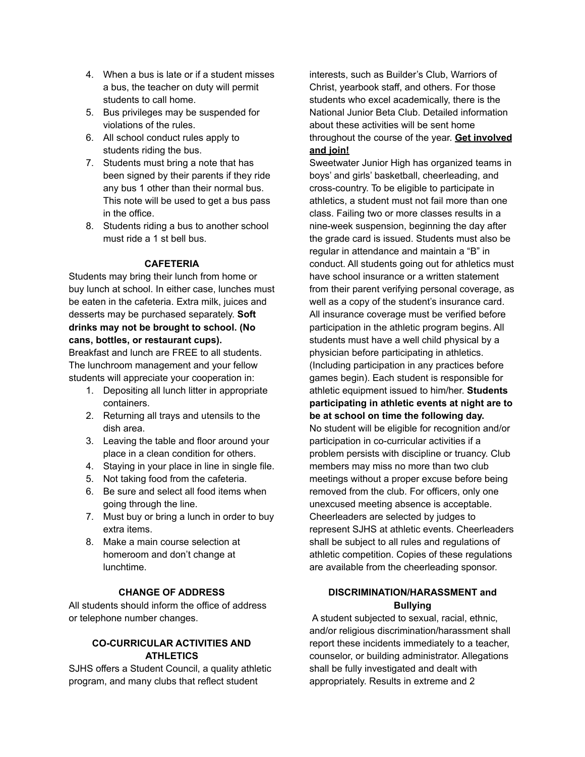4. When a bus is late or if a student misses a bus, the teacher on duty will permit students to call home.
5. Bus privileges may be suspended for violations of the rules.
6. All school conduct rules apply to students riding the bus.
7. Students must bring a note that has been signed by their parents if they ride any bus 1 other than their normal bus. This note will be used to get a bus pass in the office.
8. Students riding a bus to another school must ride a 1 st bell bus.

### CAFETERIA

Students may bring their lunch from home or buy lunch at school. In either case, lunches must be eaten in the cafeteria. Extra milk, juices and desserts may be purchased separately. **Soft drinks may not be brought to school. (No cans, bottles, or restaurant cups).**
Breakfast and lunch are FREE to all students. The lunchroom management and your fellow students will appreciate your cooperation in:

1. Depositing all lunch litter in appropriate containers.
2. Returning all trays and utensils to the dish area.
3. Leaving the table and floor around your place in a clean condition for others.
4. Staying in your place in line in single file.
5. Not taking food from the cafeteria.
6. Be sure and select all food items when going through the line.
7. Must buy or bring a lunch in order to buy extra items.
8. Make a main course selection at homeroom and don't change at lunchtime.

### CHANGE OF ADDRESS

All students should inform the office of address or telephone number changes.

### CO-CURRICULAR ACTIVITIES AND ATHLETICS

SJHS offers a Student Council, a quality athletic program, and many clubs that reflect student interests, such as Builder's Club, Warriors of Christ, yearbook staff, and others. For those students who excel academically, there is the National Junior Beta Club. Detailed information about these activities will be sent home throughout the course of the year. **Get involved and join!**
Sweetwater Junior High has organized teams in boys' and girls' basketball, cheerleading, and cross-country. To be eligible to participate in athletics, a student must not fail more than one class. Failing two or more classes results in a nine-week suspension, beginning the day after the grade card is issued. Students must also be regular in attendance and maintain a "B" in conduct. All students going out for athletics must have school insurance or a written statement from their parent verifying personal coverage, as well as a copy of the student's insurance card. All insurance coverage must be verified before participation in the athletic program begins. All students must have a well child physical by a physician before participating in athletics. (Including participation in any practices before games begin). Each student is responsible for athletic equipment issued to him/her. **Students participating in athletic events at night are to be at school on time the following day.**
No student will be eligible for recognition and/or participation in co-curricular activities if a problem persists with discipline or truancy. Club members may miss no more than two club meetings without a proper excuse before being removed from the club. For officers, only one unexcused meeting absence is acceptable. Cheerleaders are selected by judges to represent SJHS at athletic events. Cheerleaders shall be subject to all rules and regulations of athletic competition. Copies of these regulations are available from the cheerleading sponsor.

### DISCRIMINATION/HARASSMENT and Bullying

A student subjected to sexual, racial, ethnic, and/or religious discrimination/harassment shall report these incidents immediately to a teacher, counselor, or building administrator. Allegations shall be fully investigated and dealt with appropriately. Results in extreme and 2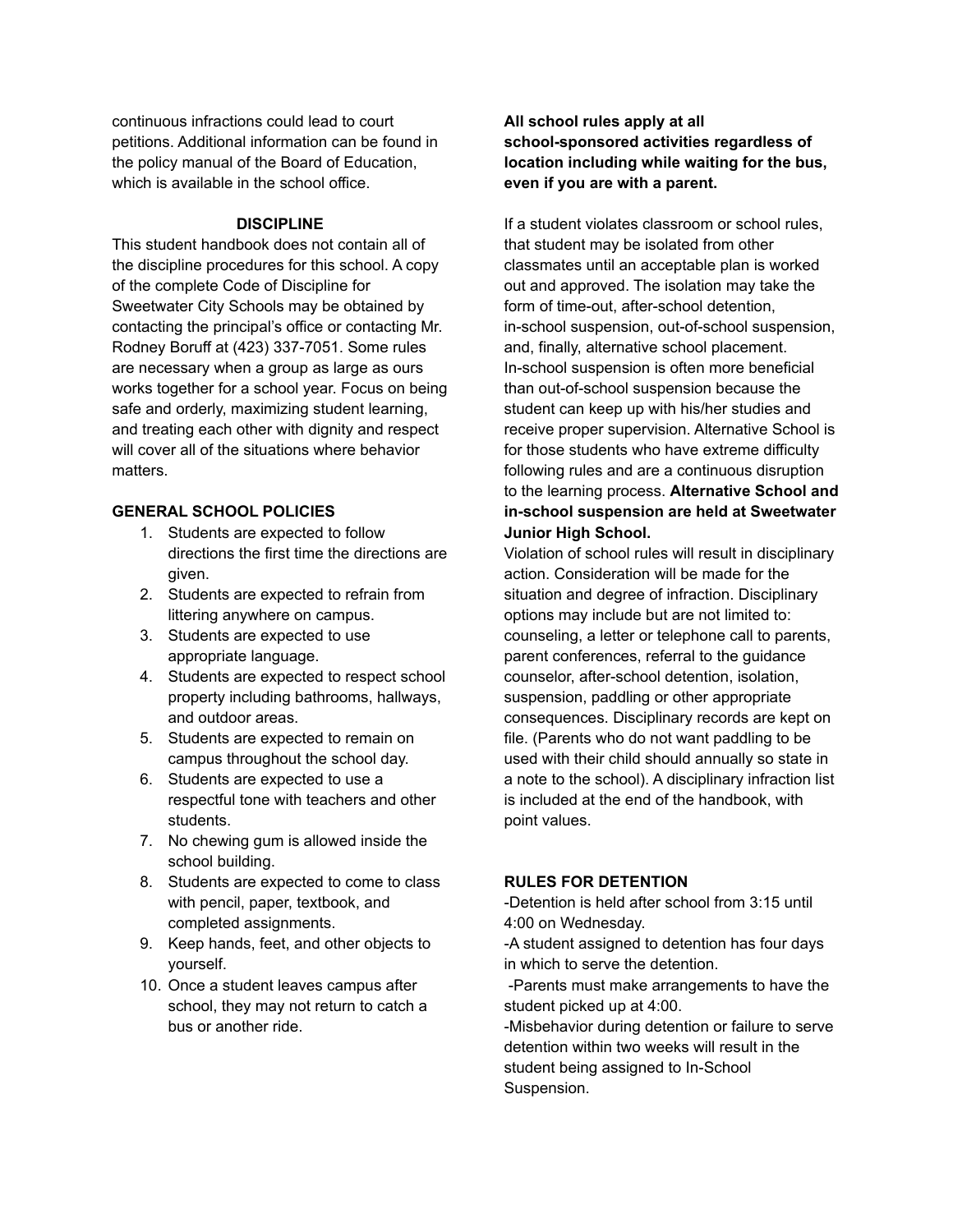continuous infractions could lead to court petitions. Additional information can be found in the policy manual of the Board of Education, which is available in the school office.

## DISCIPLINE

This student handbook does not contain all of the discipline procedures for this school. A copy of the complete Code of Discipline for Sweetwater City Schools may be obtained by contacting the principal's office or contacting Mr. Rodney Boruff at (423) 337-7051. Some rules are necessary when a group as large as ours works together for a school year. Focus on being safe and orderly, maximizing student learning, and treating each other with dignity and respect will cover all of the situations where behavior matters.

### GENERAL SCHOOL POLICIES

1. Students are expected to follow directions the first time the directions are given.
2. Students are expected to refrain from littering anywhere on campus.
3. Students are expected to use appropriate language.
4. Students are expected to respect school property including bathrooms, hallways, and outdoor areas.
5. Students are expected to remain on campus throughout the school day.
6. Students are expected to use a respectful tone with teachers and other students.
7. No chewing gum is allowed inside the school building.
8. Students are expected to come to class with pencil, paper, textbook, and completed assignments.
9. Keep hands, feet, and other objects to yourself.
10. Once a student leaves campus after school, they may not return to catch a bus or another ride.

**All school rules apply at all school-sponsored activities regardless of location including while waiting for the bus, even if you are with a parent.**

If a student violates classroom or school rules, that student may be isolated from other classmates until an acceptable plan is worked out and approved. The isolation may take the form of time-out, after-school detention, in-school suspension, out-of-school suspension, and, finally, alternative school placement. In-school suspension is often more beneficial than out-of-school suspension because the student can keep up with his/her studies and receive proper supervision. Alternative School is for those students who have extreme difficulty following rules and are a continuous disruption to the learning process. **Alternative School and in-school suspension are held at Sweetwater Junior High School.**

Violation of school rules will result in disciplinary action. Consideration will be made for the situation and degree of infraction. Disciplinary options may include but are not limited to: counseling, a letter or telephone call to parents, parent conferences, referral to the guidance counselor, after-school detention, isolation, suspension, paddling or other appropriate consequences. Disciplinary records are kept on file. (Parents who do not want paddling to be used with their child should annually so state in a note to the school). A disciplinary infraction list is included at the end of the handbook, with point values.

### RULES FOR DETENTION

-Detention is held after school from 3:15 until 4:00 on Wednesday.

-A student assigned to detention has four days in which to serve the detention.

-Parents must make arrangements to have the student picked up at 4:00.

-Misbehavior during detention or failure to serve detention within two weeks will result in the student being assigned to In-School Suspension.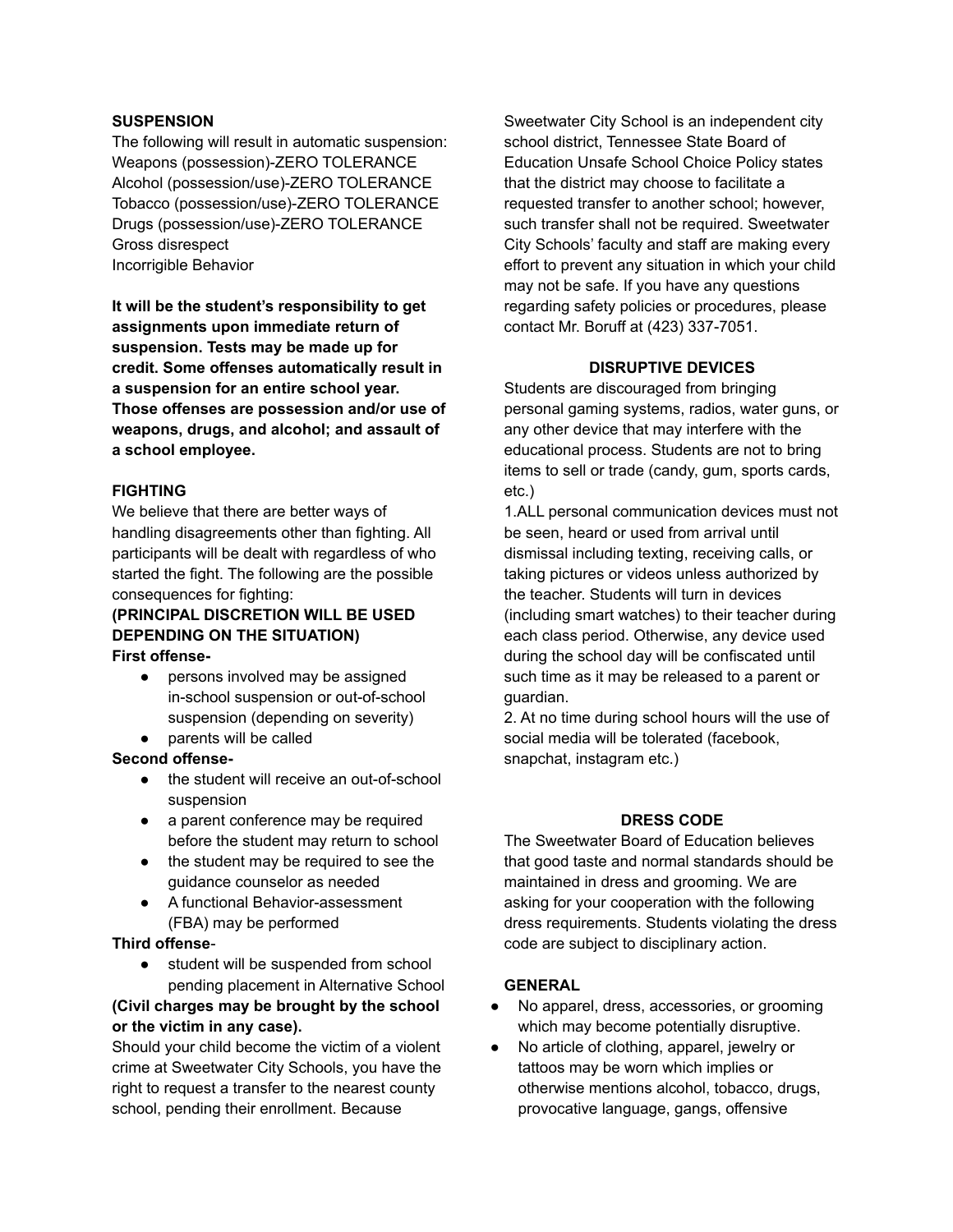## SUSPENSION

The following will result in automatic suspension:
Weapons (possession)-ZERO TOLERANCE
Alcohol (possession/use)-ZERO TOLERANCE
Tobacco (possession/use)-ZERO TOLERANCE
Drugs (possession/use)-ZERO TOLERANCE
Gross disrespect
Incorrigible Behavior

**It will be the student's responsibility to get assignments upon immediate return of suspension. Tests may be made up for credit. Some offenses automatically result in a suspension for an entire school year. Those offenses are possession and/or use of weapons, drugs, and alcohol; and assault of a school employee.**

## FIGHTING

We believe that there are better ways of handling disagreements other than fighting. All participants will be dealt with regardless of who started the fight. The following are the possible consequences for fighting:

**(PRINCIPAL DISCRETION WILL BE USED DEPENDING ON THE SITUATION)**

**First offense-**

- persons involved may be assigned in-school suspension or out-of-school suspension (depending on severity)
- parents will be called

**Second offense-**

- the student will receive an out-of-school suspension
- a parent conference may be required before the student may return to school
- the student may be required to see the guidance counselor as needed
- A functional Behavior-assessment (FBA) may be performed

**Third offense**-

- student will be suspended from school pending placement in Alternative School

**(Civil charges may be brought by the school or the victim in any case).**

Should your child become the victim of a violent crime at Sweetwater City Schools, you have the right to request a transfer to the nearest county school, pending their enrollment. Because Sweetwater City School is an independent city school district, Tennessee State Board of Education Unsafe School Choice Policy states that the district may choose to facilitate a requested transfer to another school; however, such transfer shall not be required. Sweetwater City Schools' faculty and staff are making every effort to prevent any situation in which your child may not be safe. If you have any questions regarding safety policies or procedures, please contact Mr. Boruff at (423) 337-7051.

## DISRUPTIVE DEVICES

Students are discouraged from bringing personal gaming systems, radios, water guns, or any other device that may interfere with the educational process. Students are not to bring items to sell or trade (candy, gum, sports cards, etc.)

1.ALL personal communication devices must not be seen, heard or used from arrival until dismissal including texting, receiving calls, or taking pictures or videos unless authorized by the teacher. Students will turn in devices (including smart watches) to their teacher during each class period. Otherwise, any device used during the school day will be confiscated until such time as it may be released to a parent or guardian.

2. At no time during school hours will the use of social media will be tolerated (facebook, snapchat, instagram etc.)

## DRESS CODE

The Sweetwater Board of Education believes that good taste and normal standards should be maintained in dress and grooming. We are asking for your cooperation with the following dress requirements. Students violating the dress code are subject to disciplinary action.

### GENERAL

- No apparel, dress, accessories, or grooming which may become potentially disruptive.
- No article of clothing, apparel, jewelry or tattoos may be worn which implies or otherwise mentions alcohol, tobacco, drugs, provocative language, gangs, offensive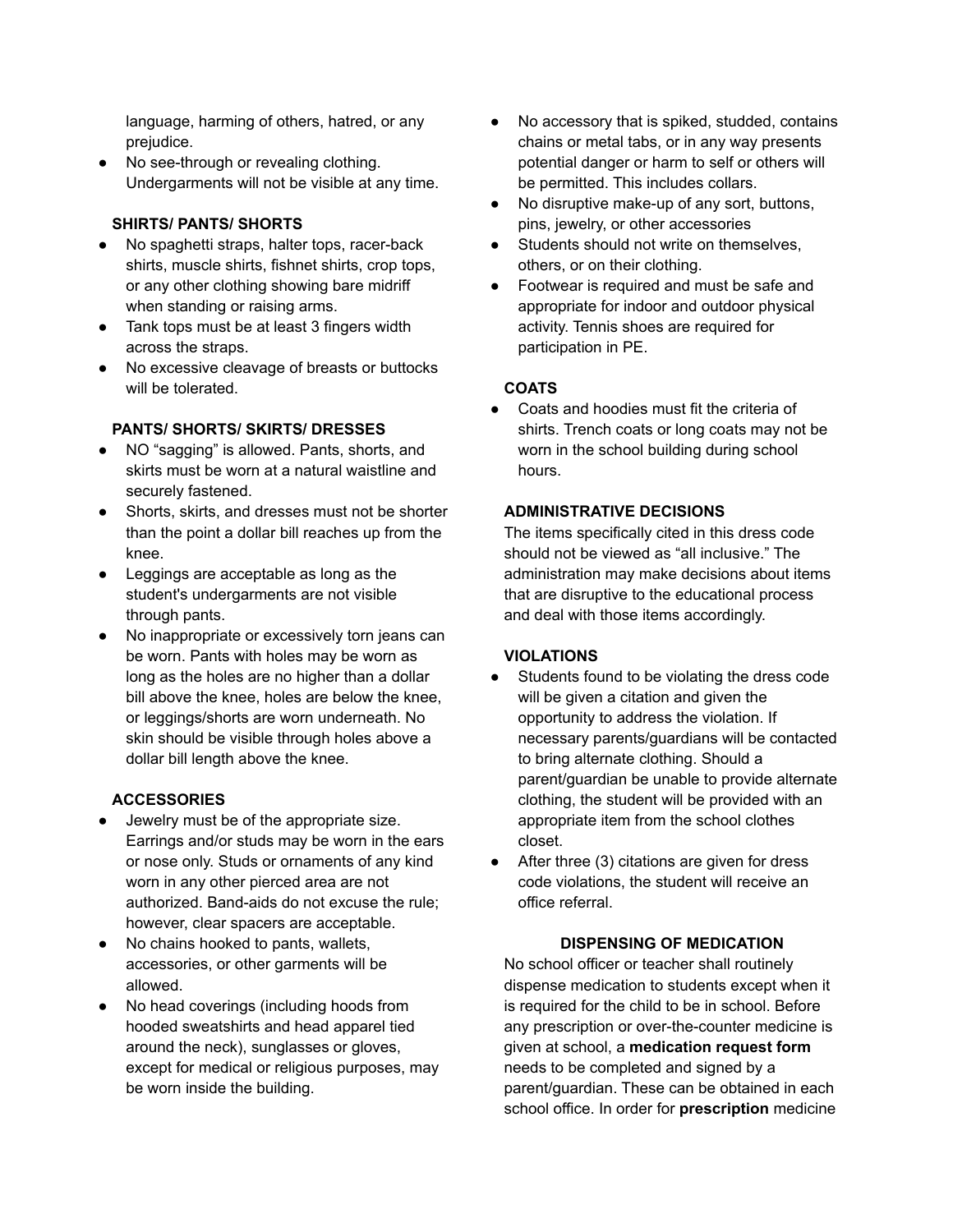language, harming of others, hatred, or any prejudice.

- No see-through or revealing clothing. Undergarments will not be visible at any time.

**SHIRTS/ PANTS/ SHORTS**

- No spaghetti straps, halter tops, racer-back shirts, muscle shirts, fishnet shirts, crop tops, or any other clothing showing bare midriff when standing or raising arms.
- Tank tops must be at least 3 fingers width across the straps.
- No excessive cleavage of breasts or buttocks will be tolerated.

**PANTS/ SHORTS/ SKIRTS/ DRESSES**

- NO "sagging" is allowed. Pants, shorts, and skirts must be worn at a natural waistline and securely fastened.
- Shorts, skirts, and dresses must not be shorter than the point a dollar bill reaches up from the knee.
- Leggings are acceptable as long as the student's undergarments are not visible through pants.
- No inappropriate or excessively torn jeans can be worn. Pants with holes may be worn as long as the holes are no higher than a dollar bill above the knee, holes are below the knee, or leggings/shorts are worn underneath. No skin should be visible through holes above a dollar bill length above the knee.

**ACCESSORIES**

- Jewelry must be of the appropriate size. Earrings and/or studs may be worn in the ears or nose only. Studs or ornaments of any kind worn in any other pierced area are not authorized. Band-aids do not excuse the rule; however, clear spacers are acceptable.
- No chains hooked to pants, wallets, accessories, or other garments will be allowed.
- No head coverings (including hoods from hooded sweatshirts and head apparel tied around the neck), sunglasses or gloves, except for medical or religious purposes, may be worn inside the building.
- No accessory that is spiked, studded, contains chains or metal tabs, or in any way presents potential danger or harm to self or others will be permitted. This includes collars.
- No disruptive make-up of any sort, buttons, pins, jewelry, or other accessories
- Students should not write on themselves, others, or on their clothing.
- Footwear is required and must be safe and appropriate for indoor and outdoor physical activity. Tennis shoes are required for participation in PE.

**COATS**

- Coats and hoodies must fit the criteria of shirts. Trench coats or long coats may not be worn in the school building during school hours.

**ADMINISTRATIVE DECISIONS**

The items specifically cited in this dress code should not be viewed as "all inclusive." The administration may make decisions about items that are disruptive to the educational process and deal with those items accordingly.

**VIOLATIONS**

- Students found to be violating the dress code will be given a citation and given the opportunity to address the violation. If necessary parents/guardians will be contacted to bring alternate clothing. Should a parent/guardian be unable to provide alternate clothing, the student will be provided with an appropriate item from the school clothes closet.
- After three (3) citations are given for dress code violations, the student will receive an office referral.

## DISPENSING OF MEDICATION

No school officer or teacher shall routinely dispense medication to students except when it is required for the child to be in school. Before any prescription or over-the-counter medicine is given at school, a **medication request form** needs to be completed and signed by a parent/guardian. These can be obtained in each school office. In order for **prescription** medicine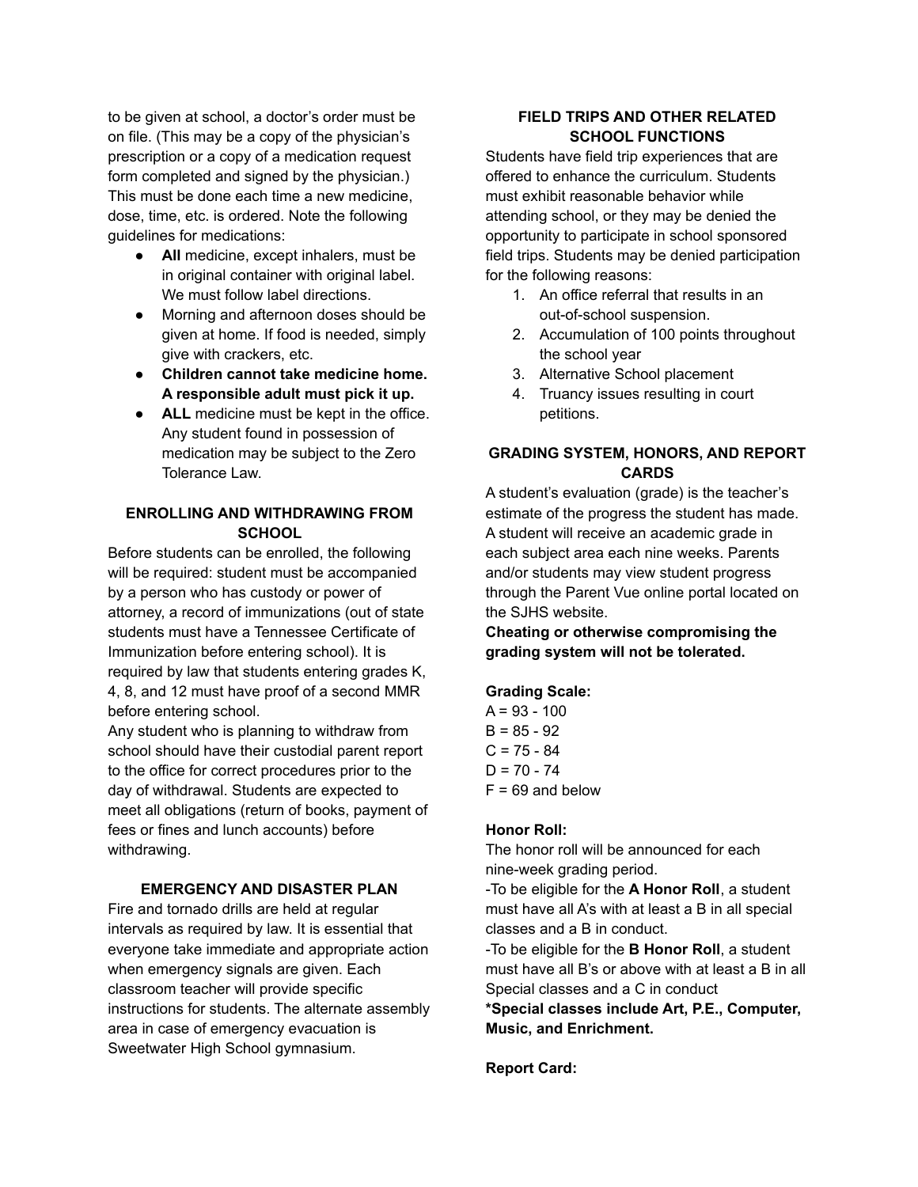to be given at school, a doctor's order must be on file. (This may be a copy of the physician's prescription or a copy of a medication request form completed and signed by the physician.) This must be done each time a new medicine, dose, time, etc. is ordered. Note the following guidelines for medications:

- **All** medicine, except inhalers, must be in original container with original label. We must follow label directions.
- Morning and afternoon doses should be given at home. If food is needed, simply give with crackers, etc.
- **Children cannot take medicine home. A responsible adult must pick it up.**
- **ALL** medicine must be kept in the office. Any student found in possession of medication may be subject to the Zero Tolerance Law.

### ENROLLING AND WITHDRAWING FROM SCHOOL

Before students can be enrolled, the following will be required: student must be accompanied by a person who has custody or power of attorney, a record of immunizations (out of state students must have a Tennessee Certificate of Immunization before entering school). It is required by law that students entering grades K, 4, 8, and 12 must have proof of a second MMR before entering school.

Any student who is planning to withdraw from school should have their custodial parent report to the office for correct procedures prior to the day of withdrawal. Students are expected to meet all obligations (return of books, payment of fees or fines and lunch accounts) before withdrawing.

### EMERGENCY AND DISASTER PLAN

Fire and tornado drills are held at regular intervals as required by law. It is essential that everyone take immediate and appropriate action when emergency signals are given. Each classroom teacher will provide specific instructions for students. The alternate assembly area in case of emergency evacuation is Sweetwater High School gymnasium.

### FIELD TRIPS AND OTHER RELATED SCHOOL FUNCTIONS

Students have field trip experiences that are offered to enhance the curriculum. Students must exhibit reasonable behavior while attending school, or they may be denied the opportunity to participate in school sponsored field trips. Students may be denied participation for the following reasons:

1. An office referral that results in an out-of-school suspension.
2. Accumulation of 100 points throughout the school year
3. Alternative School placement
4. Truancy issues resulting in court petitions.

### GRADING SYSTEM, HONORS, AND REPORT CARDS

A student's evaluation (grade) is the teacher's estimate of the progress the student has made. A student will receive an academic grade in each subject area each nine weeks. Parents and/or students may view student progress through the Parent Vue online portal located on the SJHS website.

**Cheating or otherwise compromising the grading system will not be tolerated.**

**Grading Scale:**

A = 93 - 100
B = 85 - 92
C = 75 - 84
D = 70 - 74
F = 69 and below

**Honor Roll:**

The honor roll will be announced for each nine-week grading period.

-To be eligible for the **A Honor Roll**, a student must have all A's with at least a B in all special classes and a B in conduct.

-To be eligible for the **B Honor Roll**, a student must have all B's or above with at least a B in all Special classes and a C in conduct

**\*Special classes include Art, P.E., Computer, Music, and Enrichment.**

**Report Card:**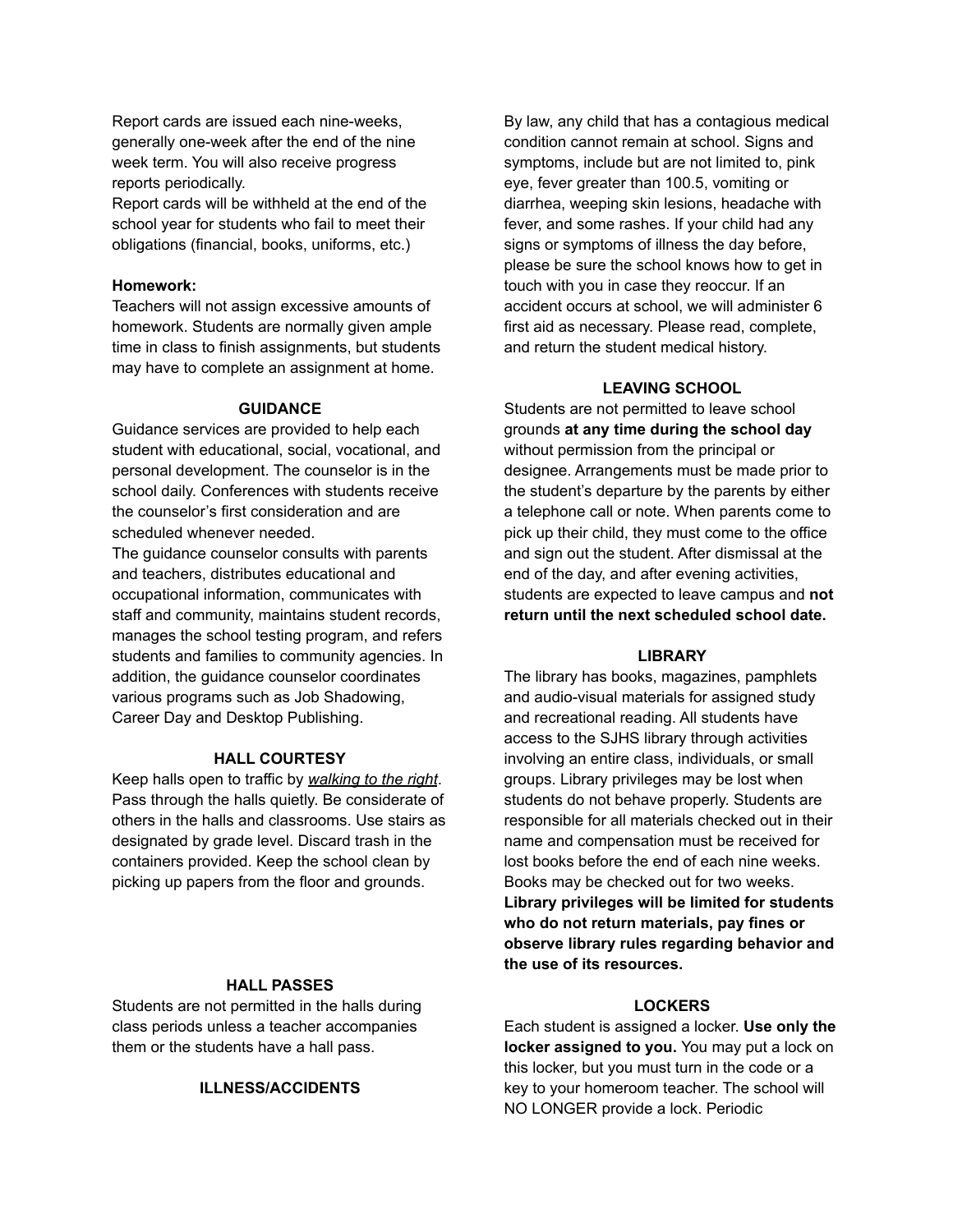Report cards are issued each nine-weeks, generally one-week after the end of the nine week term. You will also receive progress reports periodically.
Report cards will be withheld at the end of the school year for students who fail to meet their obligations (financial, books, uniforms, etc.)

**Homework:**
Teachers will not assign excessive amounts of homework. Students are normally given ample time in class to finish assignments, but students may have to complete an assignment at home.

### GUIDANCE

Guidance services are provided to help each student with educational, social, vocational, and personal development. The counselor is in the school daily. Conferences with students receive the counselor's first consideration and are scheduled whenever needed.
The guidance counselor consults with parents and teachers, distributes educational and occupational information, communicates with staff and community, maintains student records, manages the school testing program, and refers students and families to community agencies. In addition, the guidance counselor coordinates various programs such as Job Shadowing, Career Day and Desktop Publishing.

### HALL COURTESY

Keep halls open to traffic by *walking to the right*. Pass through the halls quietly. Be considerate of others in the halls and classrooms. Use stairs as designated by grade level. Discard trash in the containers provided. Keep the school clean by picking up papers from the floor and grounds.

### HALL PASSES

Students are not permitted in the halls during class periods unless a teacher accompanies them or the students have a hall pass.

### ILLNESS/ACCIDENTS

By law, any child that has a contagious medical condition cannot remain at school. Signs and symptoms, include but are not limited to, pink eye, fever greater than 100.5, vomiting or diarrhea, weeping skin lesions, headache with fever, and some rashes. If your child had any signs or symptoms of illness the day before, please be sure the school knows how to get in touch with you in case they reoccur. If an accident occurs at school, we will administer 6 first aid as necessary. Please read, complete, and return the student medical history.

### LEAVING SCHOOL

Students are not permitted to leave school grounds **at any time during the school day** without permission from the principal or designee. Arrangements must be made prior to the student's departure by the parents by either a telephone call or note. When parents come to pick up their child, they must come to the office and sign out the student. After dismissal at the end of the day, and after evening activities, students are expected to leave campus and **not return until the next scheduled school date.**

### LIBRARY

The library has books, magazines, pamphlets and audio-visual materials for assigned study and recreational reading. All students have access to the SJHS library through activities involving an entire class, individuals, or small groups. Library privileges may be lost when students do not behave properly. Students are responsible for all materials checked out in their name and compensation must be received for lost books before the end of each nine weeks. Books may be checked out for two weeks. **Library privileges will be limited for students who do not return materials, pay fines or observe library rules regarding behavior and the use of its resources.**

### LOCKERS

Each student is assigned a locker. **Use only the locker assigned to you.** You may put a lock on this locker, but you must turn in the code or a key to your homeroom teacher. The school will NO LONGER provide a lock. Periodic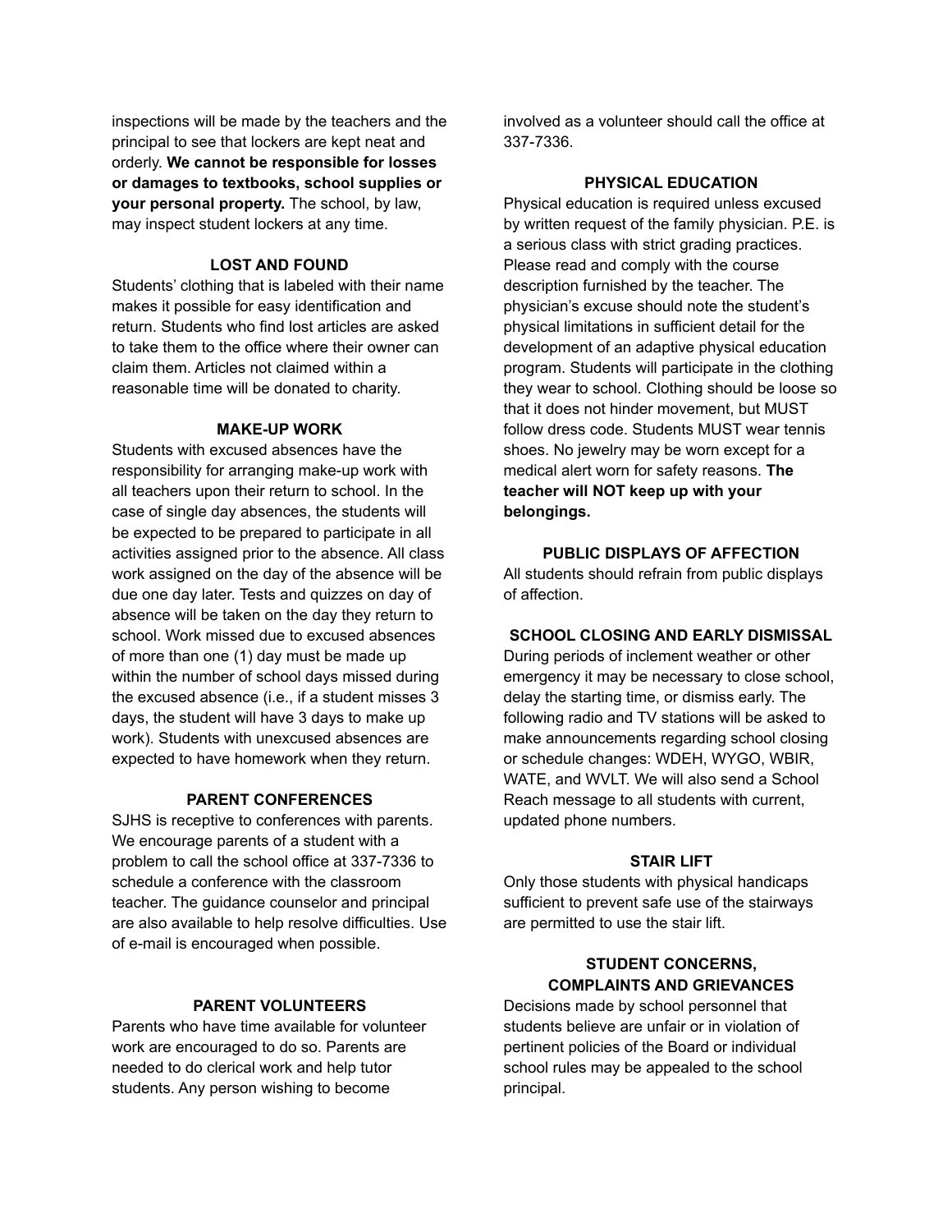inspections will be made by the teachers and the principal to see that lockers are kept neat and orderly. **We cannot be responsible for losses or damages to textbooks, school supplies or your personal property.** The school, by law, may inspect student lockers at any time.

## LOST AND FOUND

Students' clothing that is labeled with their name makes it possible for easy identification and return. Students who find lost articles are asked to take them to the office where their owner can claim them. Articles not claimed within a reasonable time will be donated to charity.

## MAKE-UP WORK

Students with excused absences have the responsibility for arranging make-up work with all teachers upon their return to school. In the case of single day absences, the students will be expected to be prepared to participate in all activities assigned prior to the absence. All class work assigned on the day of the absence will be due one day later. Tests and quizzes on day of absence will be taken on the day they return to school. Work missed due to excused absences of more than one (1) day must be made up within the number of school days missed during the excused absence (i.e., if a student misses 3 days, the student will have 3 days to make up work). Students with unexcused absences are expected to have homework when they return.

## PARENT CONFERENCES

SJHS is receptive to conferences with parents. We encourage parents of a student with a problem to call the school office at 337-7336 to schedule a conference with the classroom teacher. The guidance counselor and principal are also available to help resolve difficulties. Use of e-mail is encouraged when possible.

## PARENT VOLUNTEERS

Parents who have time available for volunteer work are encouraged to do so. Parents are needed to do clerical work and help tutor students. Any person wishing to become involved as a volunteer should call the office at 337-7336.

## PHYSICAL EDUCATION

Physical education is required unless excused by written request of the family physician. P.E. is a serious class with strict grading practices. Please read and comply with the course description furnished by the teacher. The physician's excuse should note the student's physical limitations in sufficient detail for the development of an adaptive physical education program. Students will participate in the clothing they wear to school. Clothing should be loose so that it does not hinder movement, but MUST follow dress code. Students MUST wear tennis shoes. No jewelry may be worn except for a medical alert worn for safety reasons. **The teacher will NOT keep up with your belongings.**

## PUBLIC DISPLAYS OF AFFECTION

All students should refrain from public displays of affection.

## SCHOOL CLOSING AND EARLY DISMISSAL

During periods of inclement weather or other emergency it may be necessary to close school, delay the starting time, or dismiss early. The following radio and TV stations will be asked to make announcements regarding school closing or schedule changes: WDEH, WYGO, WBIR, WATE, and WVLT. We will also send a School Reach message to all students with current, updated phone numbers.

## STAIR LIFT

Only those students with physical handicaps sufficient to prevent safe use of the stairways are permitted to use the stair lift.

## STUDENT CONCERNS, COMPLAINTS AND GRIEVANCES

Decisions made by school personnel that students believe are unfair or in violation of pertinent policies of the Board or individual school rules may be appealed to the school principal.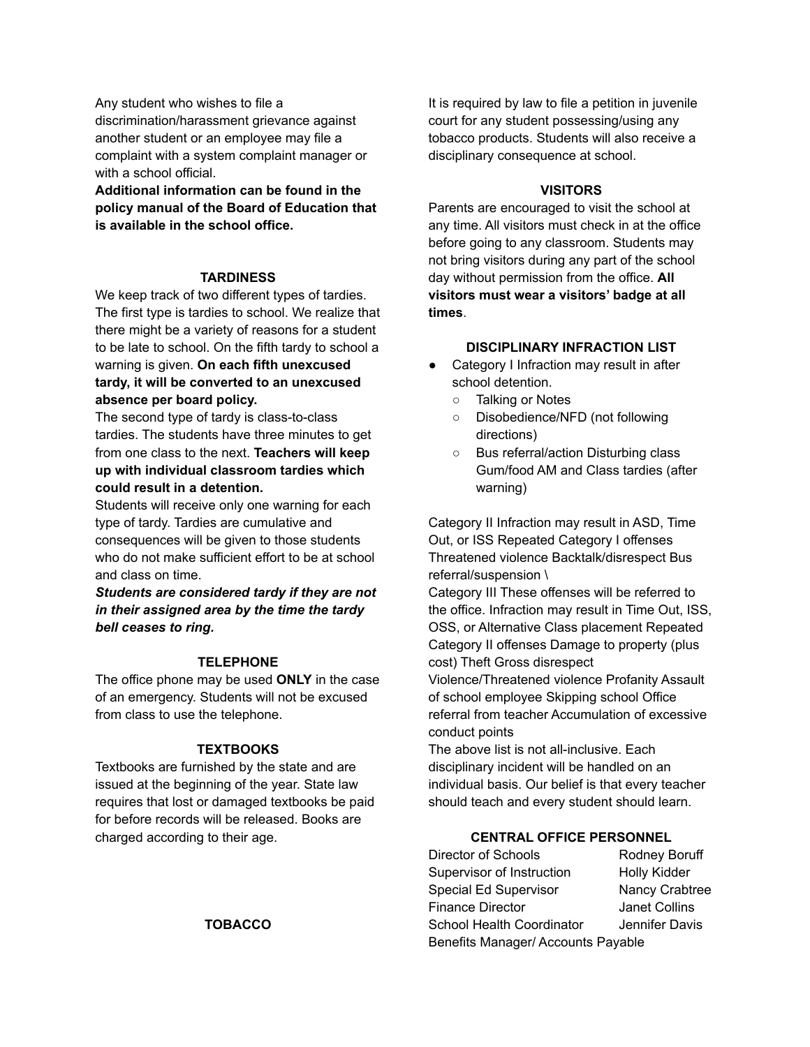Any student who wishes to file a discrimination/harassment grievance against another student or an employee may file a complaint with a system complaint manager or with a school official.

**Additional information can be found in the policy manual of the Board of Education that is available in the school office.**

### TARDINESS

We keep track of two different types of tardies. The first type is tardies to school. We realize that there might be a variety of reasons for a student to be late to school. On the fifth tardy to school a warning is given. **On each fifth unexcused tardy, it will be converted to an unexcused absence per board policy.**

The second type of tardy is class-to-class tardies. The students have three minutes to get from one class to the next. **Teachers will keep up with individual classroom tardies which could result in a detention.**

Students will receive only one warning for each type of tardy. Tardies are cumulative and consequences will be given to those students who do not make sufficient effort to be at school and class on time.

***Students are considered tardy if they are not in their assigned area by the time the tardy bell ceases to ring.***

### TELEPHONE

The office phone may be used **ONLY** in the case of an emergency. Students will not be excused from class to use the telephone.

### TEXTBOOKS

Textbooks are furnished by the state and are issued at the beginning of the year. State law requires that lost or damaged textbooks be paid for before records will be released. Books are charged according to their age.

### TOBACCO

It is required by law to file a petition in juvenile court for any student possessing/using any tobacco products. Students will also receive a disciplinary consequence at school.

### VISITORS

Parents are encouraged to visit the school at any time. All visitors must check in at the office before going to any classroom. Students may not bring visitors during any part of the school day without permission from the office. **All visitors must wear a visitors' badge at all times**.

### DISCIPLINARY INFRACTION LIST

- Category I Infraction may result in after school detention.
  - Talking or Notes
  - Disobedience/NFD (not following directions)
  - Bus referral/action Disturbing class Gum/food AM and Class tardies (after warning)

Category II Infraction may result in ASD, Time Out, or ISS Repeated Category I offenses Threatened violence Backtalk/disrespect Bus referral/suspension \

Category III These offenses will be referred to the office. Infraction may result in Time Out, ISS, OSS, or Alternative Class placement Repeated Category II offenses Damage to property (plus cost) Theft Gross disrespect Violence/Threatened violence Profanity Assault of school employee Skipping school Office referral from teacher Accumulation of excessive conduct points

The above list is not all-inclusive. Each disciplinary incident will be handled on an individual basis. Our belief is that every teacher should teach and every student should learn.

### CENTRAL OFFICE PERSONNEL

| | |
|---|---|
| Director of Schools | Rodney Boruff |
| Supervisor of Instruction | Holly Kidder |
| Special Ed Supervisor | Nancy Crabtree |
| Finance Director | Janet Collins |
| School Health Coordinator | Jennifer Davis |
| Benefits Manager/ Accounts Payable | |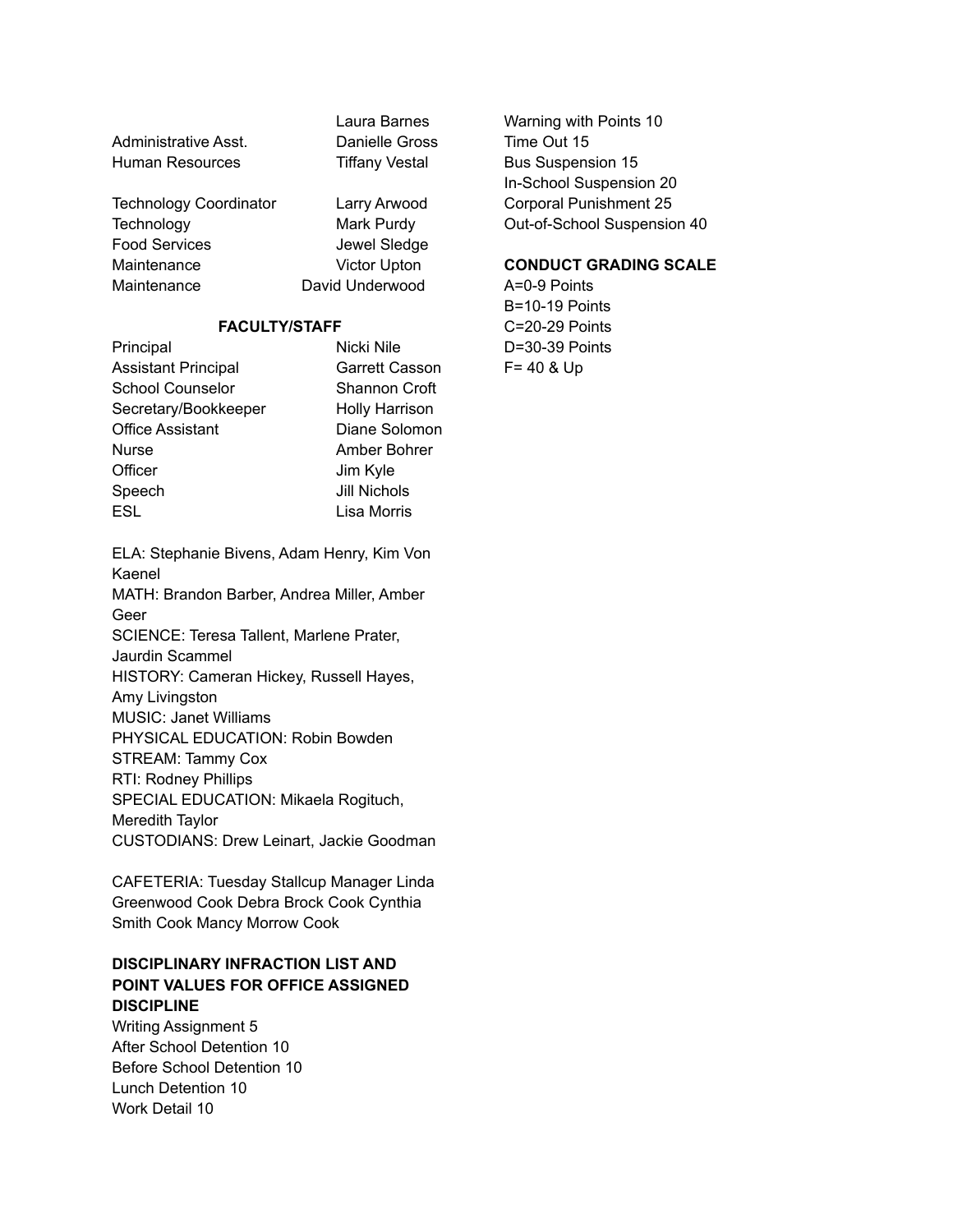| | |
|---|---|
| | Laura Barnes |
| Administrative Asst. | Danielle Gross |
| Human Resources | Tiffany Vestal |
| Technology Coordinator | Larry Arwood |
| Technology | Mark Purdy |
| Food Services | Jewel Sledge |
| Maintenance | Victor Upton |
| Maintenance | David Underwood |

**FACULTY/STAFF**

| | |
|---|---|
| Principal | Nicki Nile |
| Assistant Principal | Garrett Casson |
| School Counselor | Shannon Croft |
| Secretary/Bookkeeper | Holly Harrison |
| Office Assistant | Diane Solomon |
| Nurse | Amber Bohrer |
| Officer | Jim Kyle |
| Speech | Jill Nichols |
| ESL | Lisa Morris |

ELA: Stephanie Bivens, Adam Henry, Kim Von Kaenel
MATH: Brandon Barber, Andrea Miller, Amber Geer
SCIENCE: Teresa Tallent, Marlene Prater, Jaurdin Scammel
HISTORY: Cameran Hickey, Russell Hayes, Amy Livingston
MUSIC: Janet Williams
PHYSICAL EDUCATION: Robin Bowden
STREAM: Tammy Cox
RTI: Rodney Phillips
SPECIAL EDUCATION: Mikaela Rogituch, Meredith Taylor
CUSTODIANS: Drew Leinart, Jackie Goodman

CAFETERIA: Tuesday Stallcup Manager Linda Greenwood Cook Debra Brock Cook Cynthia Smith Cook Mancy Morrow Cook

**DISCIPLINARY INFRACTION LIST AND POINT VALUES FOR OFFICE ASSIGNED DISCIPLINE**

Writing Assignment 5
After School Detention 10
Before School Detention 10
Lunch Detention 10
Work Detail 10
Warning with Points 10
Time Out 15
Bus Suspension 15
In-School Suspension 20
Corporal Punishment 25
Out-of-School Suspension 40

**CONDUCT GRADING SCALE**

A=0-9 Points
B=10-19 Points
C=20-29 Points
D=30-39 Points
F= 40 & Up